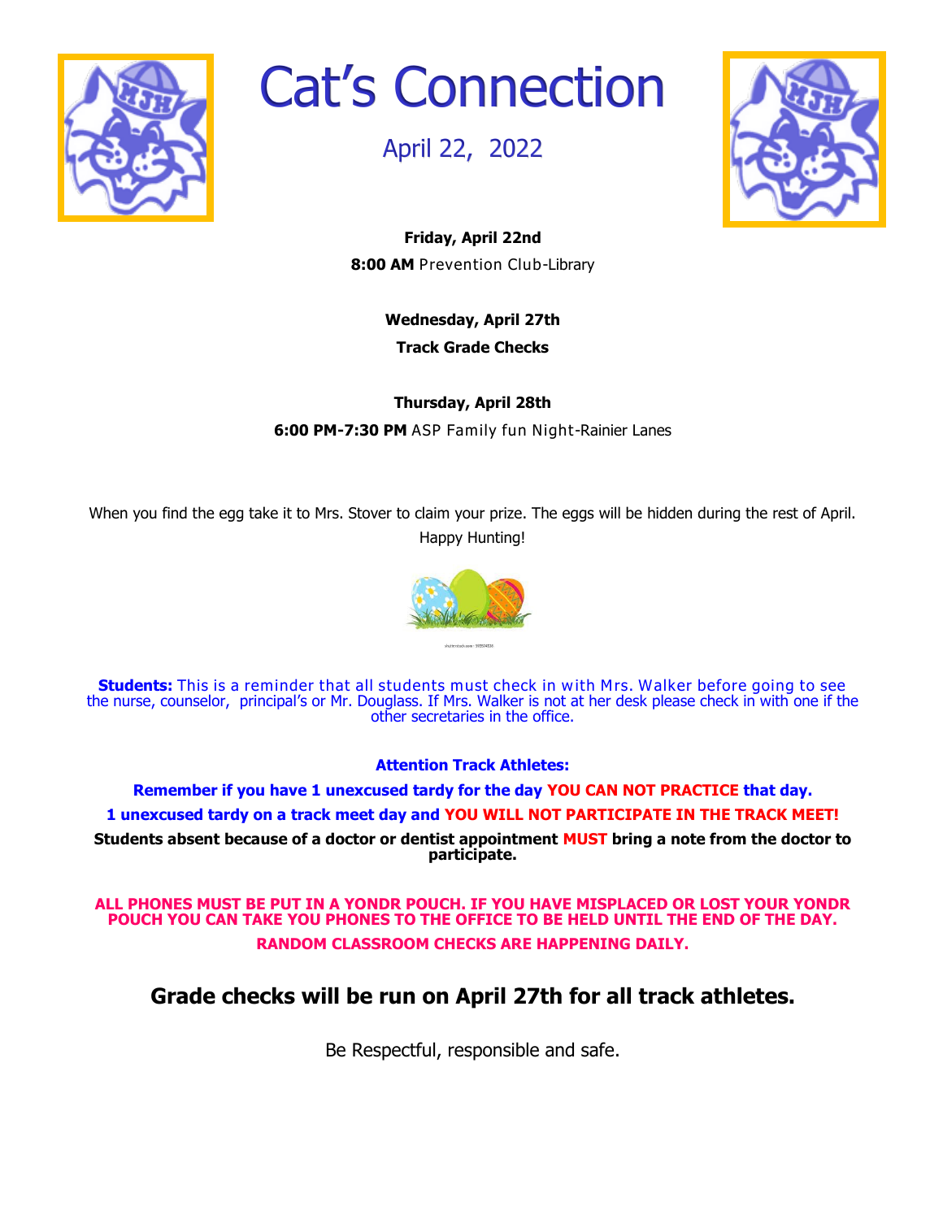# Cat's Connection

## April 22, 2022

**Friday, April 22nd**

**8:00 AM** Prevention Club-Library

**Wednesday, April 27th**

**Track Grade Checks**

**Thursday, April 28th**

**6:00 PM-7:30 PM** ASP Family fun Night-Rainier Lanes

When you find the egg take it to Mrs. Stover to claim your prize. The eggs will be hidden during the rest of April. Happy Hunting!

**Students:** This is a reminder that all students must check in with Mrs. Walker before going to see the nurse, counselor, principal's or Mr. Douglass. If Mrs. Walker is not at her desk please check in with one if the other secretaries in the office.

**Attention Track Athletes:**

**Remember if you have 1 unexcused tardy for the day YOU CAN NOT PRACTICE that day.**

**1 unexcused tardy on a track meet day and YOU WILL NOT PARTICIPATE IN THE TRACK MEET!**

**Students absent because of a doctor or dentist appointment MUST bring a note from the doctor to participate.**

**ALL PHONES MUST BE PUT IN A YONDR POUCH. IF YOU HAVE MISPLACED OR LOST YOUR YONDR POUCH YOU CAN TAKE YOU PHONES TO THE OFFICE TO BE HELD UNTIL THE END OF THE DAY.**

**RANDOM CLASSROOM CHECKS ARE HAPPENING DAILY.**

## Grade checks will be run on April 27th for all track athletes.

Be Respectful, responsible and safe.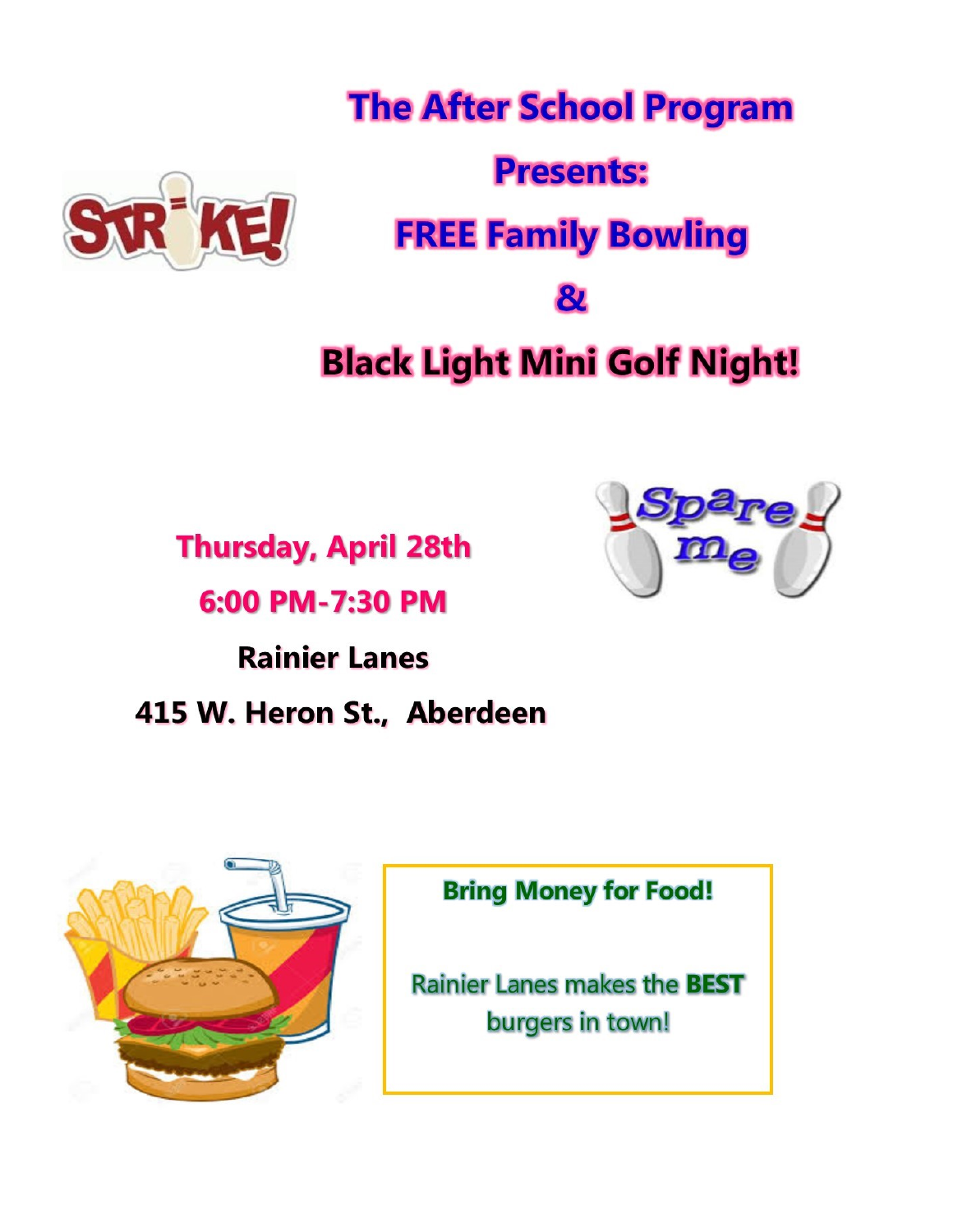# The After School Program

# Presents:

# FREE Family Bowling

# &

# Black Light Mini Golf Night!

**Thursday, April 28th**

**6:00 PM-7:30 PM**

**Rainier Lanes**

**415 W. Heron St., Aberdeen**

**Bring Money for Food!**

Rainier Lanes makes the **BEST** burgers in town!